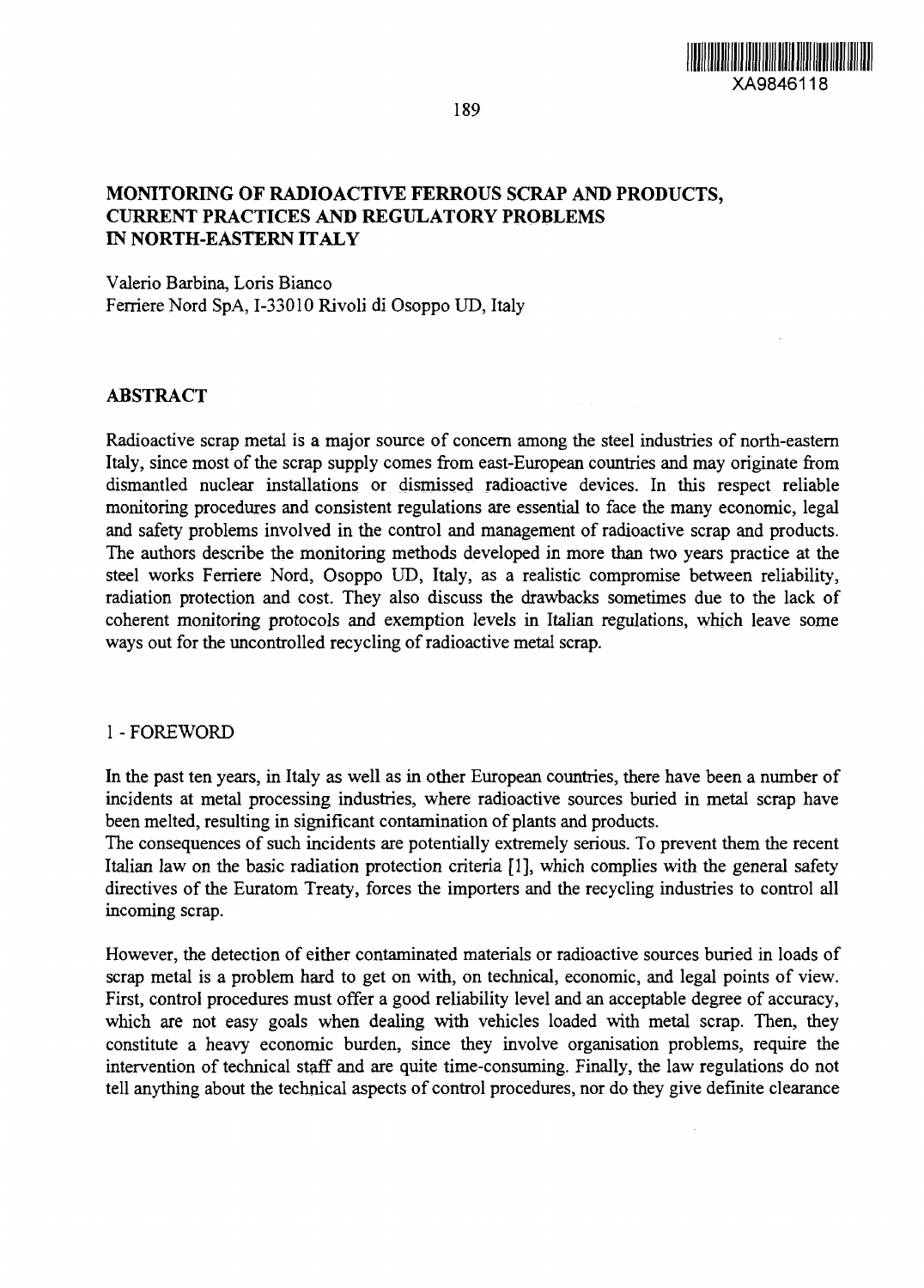# MONITORING OF RADIOACTIVE FERROUS SCRAP AND PRODUCTS, CURRENT PRACTICES AND REGULATORY PROBLEMS IN NORTH-EASTERN ITALY

Valerio Barbina, Loris Bianco
Ferriere Nord SpA, I-33010 Rivoli di Osoppo UD, Italy

## ABSTRACT

Radioactive scrap metal is a major source of concern among the steel industries of north-eastern Italy, since most of the scrap supply comes from east-European countries and may originate from dismantled nuclear installations or dismissed radioactive devices. In this respect reliable monitoring procedures and consistent regulations are essential to face the many economic, legal and safety problems involved in the control and management of radioactive scrap and products. The authors describe the monitoring methods developed in more than two years practice at the steel works Ferriere Nord, Osoppo UD, Italy, as a realistic compromise between reliability, radiation protection and cost. They also discuss the drawbacks sometimes due to the lack of coherent monitoring protocols and exemption levels in Italian regulations, which leave some ways out for the uncontrolled recycling of radioactive metal scrap.

## 1 - FOREWORD

In the past ten years, in Italy as well as in other European countries, there have been a number of incidents at metal processing industries, where radioactive sources buried in metal scrap have been melted, resulting in significant contamination of plants and products.
The consequences of such incidents are potentially extremely serious. To prevent them the recent Italian law on the basic radiation protection criteria [1], which complies with the general safety directives of the Euratom Treaty, forces the importers and the recycling industries to control all incoming scrap.

However, the detection of either contaminated materials or radioactive sources buried in loads of scrap metal is a problem hard to get on with, on technical, economic, and legal points of view. First, control procedures must offer a good reliability level and an acceptable degree of accuracy, which are not easy goals when dealing with vehicles loaded with metal scrap. Then, they constitute a heavy economic burden, since they involve organisation problems, require the intervention of technical staff and are quite time-consuming. Finally, the law regulations do not tell anything about the technical aspects of control procedures, nor do they give definite clearance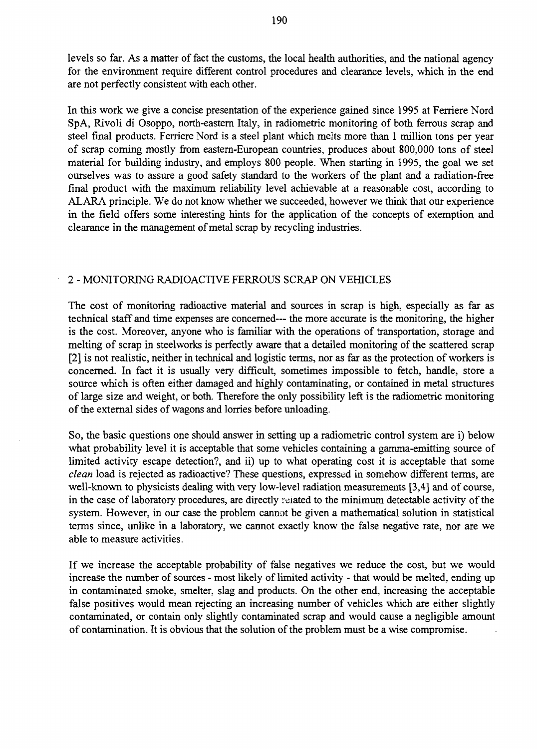levels so far. As a matter of fact the customs, the local health authorities, and the national agency for the environment require different control procedures and clearance levels, which in the end are not perfectly consistent with each other.

In this work we give a concise presentation of the experience gained since 1995 at Ferriere Nord SpA, Rivoli di Osoppo, north-eastern Italy, in radiometric monitoring of both ferrous scrap and steel final products. Ferriere Nord is a steel plant which melts more than 1 million tons per year of scrap coming mostly from eastern-European countries, produces about 800,000 tons of steel material for building industry, and employs 800 people. When starting in 1995, the goal we set ourselves was to assure a good safety standard to the workers of the plant and a radiation-free final product with the maximum reliability level achievable at a reasonable cost, according to ALARA principle. We do not know whether we succeeded, however we think that our experience in the field offers some interesting hints for the application of the concepts of exemption and clearance in the management of metal scrap by recycling industries.

## 2 - MONITORING RADIOACTIVE FERROUS SCRAP ON VEHICLES

The cost of monitoring radioactive material and sources in scrap is high, especially as far as technical staff and time expenses are concerned--- the more accurate is the monitoring, the higher is the cost. Moreover, anyone who is familiar with the operations of transportation, storage and melting of scrap in steelworks is perfectly aware that a detailed monitoring of the scattered scrap [2] is not realistic, neither in technical and logistic terms, nor as far as the protection of workers is concerned. In fact it is usually very difficult, sometimes impossible to fetch, handle, store a source which is often either damaged and highly contaminating, or contained in metal structures of large size and weight, or both. Therefore the only possibility left is the radiometric monitoring of the external sides of wagons and lorries before unloading.

So, the basic questions one should answer in setting up a radiometric control system are i) below what probability level it is acceptable that some vehicles containing a gamma-emitting source of limited activity escape detection?, and ii) up to what operating cost it is acceptable that some *clean* load is rejected as radioactive? These questions, expressed in somehow different terms, are well-known to physicists dealing with very low-level radiation measurements [3,4] and of course, in the case of laboratory procedures, are directly related to the minimum detectable activity of the system. However, in our case the problem cannot be given a mathematical solution in statistical terms since, unlike in a laboratory, we cannot exactly know the false negative rate, nor are we able to measure activities.

If we increase the acceptable probability of false negatives we reduce the cost, but we would increase the number of sources - most likely of limited activity - that would be melted, ending up in contaminated smoke, smelter, slag and products. On the other end, increasing the acceptable false positives would mean rejecting an increasing number of vehicles which are either slightly contaminated, or contain only slightly contaminated scrap and would cause a negligible amount of contamination. It is obvious that the solution of the problem must be a wise compromise.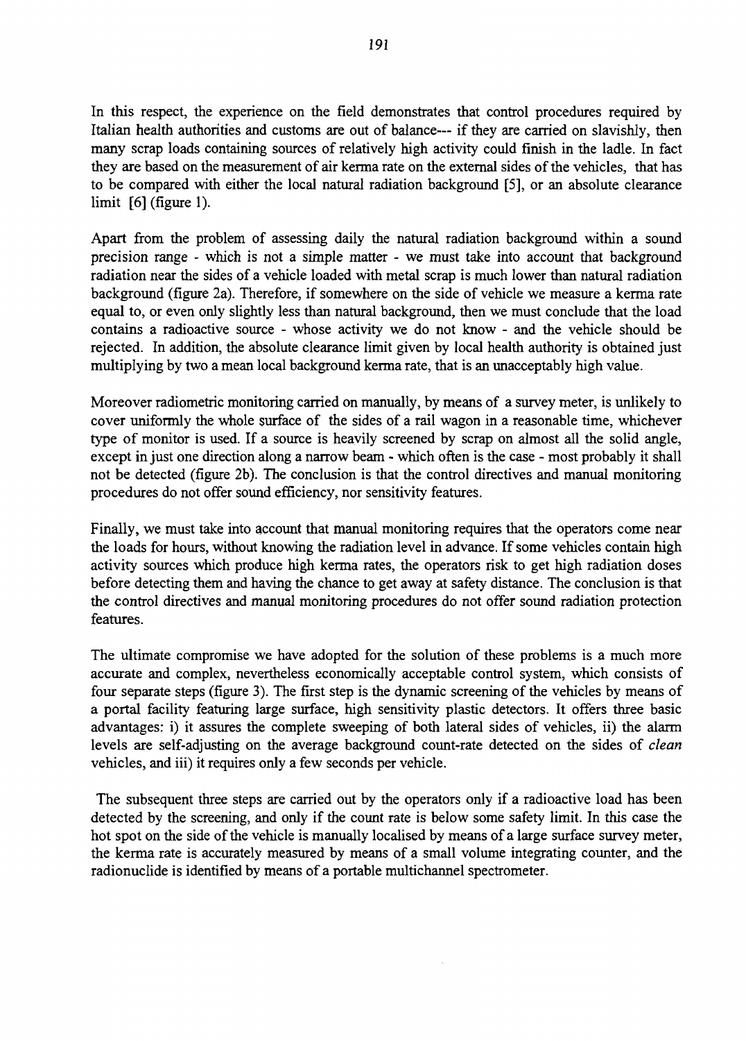In this respect, the experience on the field demonstrates that control procedures required by Italian health authorities and customs are out of balance--- if they are carried on slavishly, then many scrap loads containing sources of relatively high activity could finish in the ladle. In fact they are based on the measurement of air kerma rate on the external sides of the vehicles, that has to be compared with either the local natural radiation background [5], or an absolute clearance limit [6] (figure 1).

Apart from the problem of assessing daily the natural radiation background within a sound precision range - which is not a simple matter - we must take into account that background radiation near the sides of a vehicle loaded with metal scrap is much lower than natural radiation background (figure 2a). Therefore, if somewhere on the side of vehicle we measure a kerma rate equal to, or even only slightly less than natural background, then we must conclude that the load contains a radioactive source - whose activity we do not know - and the vehicle should be rejected. In addition, the absolute clearance limit given by local health authority is obtained just multiplying by two a mean local background kerma rate, that is an unacceptably high value.

Moreover radiometric monitoring carried on manually, by means of a survey meter, is unlikely to cover uniformly the whole surface of the sides of a rail wagon in a reasonable time, whichever type of monitor is used. If a source is heavily screened by scrap on almost all the solid angle, except in just one direction along a narrow beam - which often is the case - most probably it shall not be detected (figure 2b). The conclusion is that the control directives and manual monitoring procedures do not offer sound efficiency, nor sensitivity features.

Finally, we must take into account that manual monitoring requires that the operators come near the loads for hours, without knowing the radiation level in advance. If some vehicles contain high activity sources which produce high kerma rates, the operators risk to get high radiation doses before detecting them and having the chance to get away at safety distance. The conclusion is that the control directives and manual monitoring procedures do not offer sound radiation protection features.

The ultimate compromise we have adopted for the solution of these problems is a much more accurate and complex, nevertheless economically acceptable control system, which consists of four separate steps (figure 3). The first step is the dynamic screening of the vehicles by means of a portal facility featuring large surface, high sensitivity plastic detectors. It offers three basic advantages: i) it assures the complete sweeping of both lateral sides of vehicles, ii) the alarm levels are self-adjusting on the average background count-rate detected on the sides of *clean* vehicles, and iii) it requires only a few seconds per vehicle.

The subsequent three steps are carried out by the operators only if a radioactive load has been detected by the screening, and only if the count rate is below some safety limit. In this case the hot spot on the side of the vehicle is manually localised by means of a large surface survey meter, the kerma rate is accurately measured by means of a small volume integrating counter, and the radionuclide is identified by means of a portable multichannel spectrometer.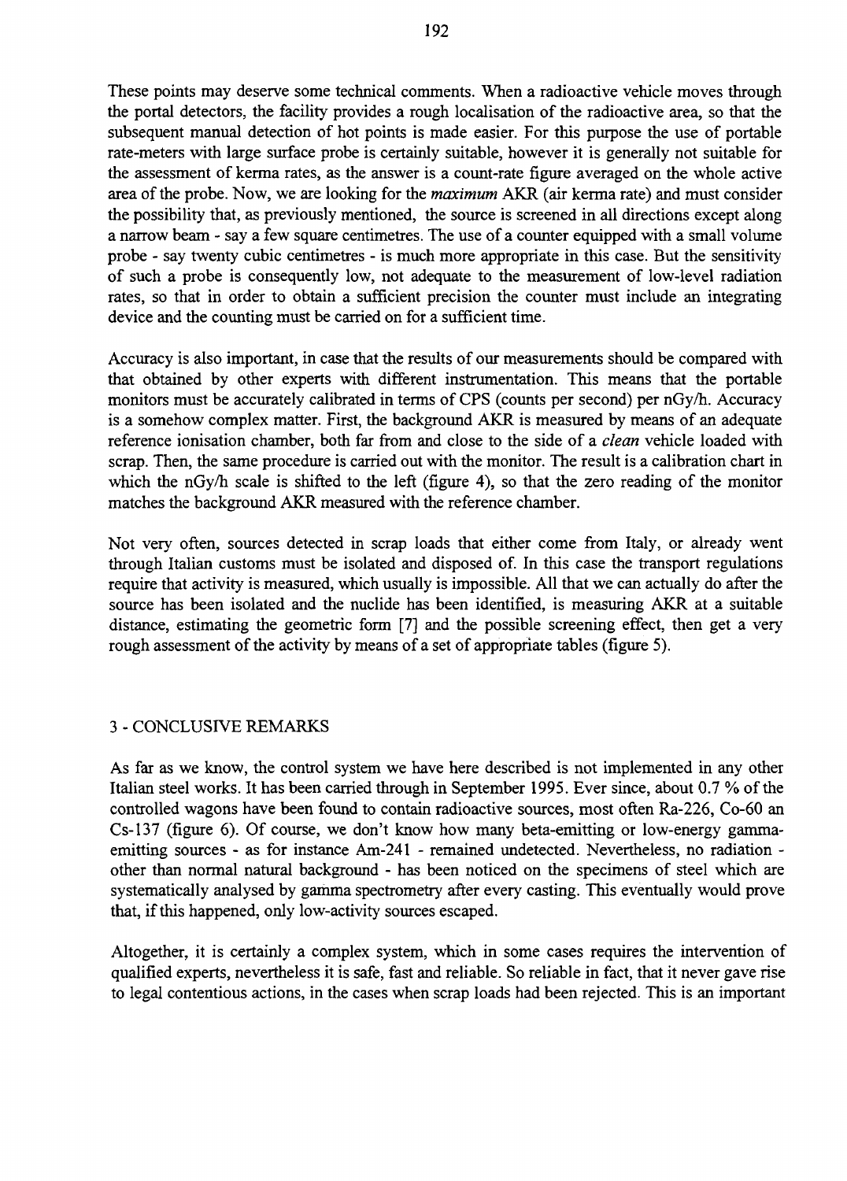These points may deserve some technical comments. When a radioactive vehicle moves through the portal detectors, the facility provides a rough localisation of the radioactive area, so that the subsequent manual detection of hot points is made easier. For this purpose the use of portable rate-meters with large surface probe is certainly suitable, however it is generally not suitable for the assessment of kerma rates, as the answer is a count-rate figure averaged on the whole active area of the probe. Now, we are looking for the *maximum* AKR (air kerma rate) and must consider the possibility that, as previously mentioned, the source is screened in all directions except along a narrow beam - say a few square centimetres. The use of a counter equipped with a small volume probe - say twenty cubic centimetres - is much more appropriate in this case. But the sensitivity of such a probe is consequently low, not adequate to the measurement of low-level radiation rates, so that in order to obtain a sufficient precision the counter must include an integrating device and the counting must be carried on for a sufficient time.

Accuracy is also important, in case that the results of our measurements should be compared with that obtained by other experts with different instrumentation. This means that the portable monitors must be accurately calibrated in terms of CPS (counts per second) per nGy/h. Accuracy is a somehow complex matter. First, the background AKR is measured by means of an adequate reference ionisation chamber, both far from and close to the side of a *clean* vehicle loaded with scrap. Then, the same procedure is carried out with the monitor. The result is a calibration chart in which the nGy/h scale is shifted to the left (figure 4), so that the zero reading of the monitor matches the background AKR measured with the reference chamber.

Not very often, sources detected in scrap loads that either come from Italy, or already went through Italian customs must be isolated and disposed of. In this case the transport regulations require that activity is measured, which usually is impossible. All that we can actually do after the source has been isolated and the nuclide has been identified, is measuring AKR at a suitable distance, estimating the geometric form [7] and the possible screening effect, then get a very rough assessment of the activity by means of a set of appropriate tables (figure 5).

## 3 - CONCLUSIVE REMARKS

As far as we know, the control system we have here described is not implemented in any other Italian steel works. It has been carried through in September 1995. Ever since, about 0.7 % of the controlled wagons have been found to contain radioactive sources, most often Ra-226, Co-60 an Cs-137 (figure 6). Of course, we don't know how many beta-emitting or low-energy gamma-emitting sources - as for instance Am-241 - remained undetected. Nevertheless, no radiation - other than normal natural background - has been noticed on the specimens of steel which are systematically analysed by gamma spectrometry after every casting. This eventually would prove that, if this happened, only low-activity sources escaped.

Altogether, it is certainly a complex system, which in some cases requires the intervention of qualified experts, nevertheless it is safe, fast and reliable. So reliable in fact, that it never gave rise to legal contentious actions, in the cases when scrap loads had been rejected. This is an important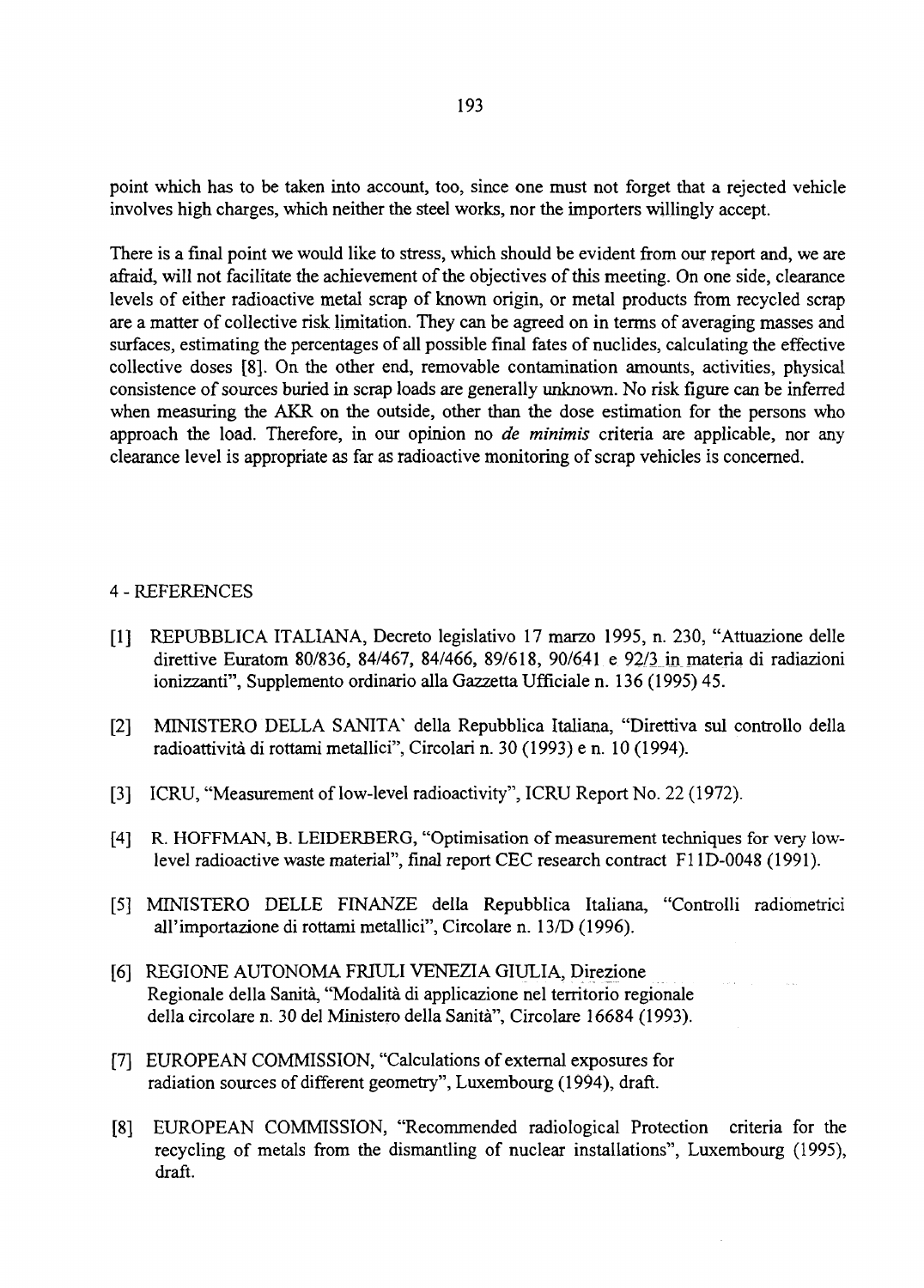point which has to be taken into account, too, since one must not forget that a rejected vehicle involves high charges, which neither the steel works, nor the importers willingly accept.

There is a final point we would like to stress, which should be evident from our report and, we are afraid, will not facilitate the achievement of the objectives of this meeting. On one side, clearance levels of either radioactive metal scrap of known origin, or metal products from recycled scrap are a matter of collective risk limitation. They can be agreed on in terms of averaging masses and surfaces, estimating the percentages of all possible final fates of nuclides, calculating the effective collective doses [8]. On the other end, removable contamination amounts, activities, physical consistence of sources buried in scrap loads are generally unknown. No risk figure can be inferred when measuring the AKR on the outside, other than the dose estimation for the persons who approach the load. Therefore, in our opinion no *de minimis* criteria are applicable, nor any clearance level is appropriate as far as radioactive monitoring of scrap vehicles is concerned.

## 4 - REFERENCES

[1] REPUBBLICA ITALIANA, Decreto legislativo 17 marzo 1995, n. 230, "Attuazione delle direttive Euratom 80/836, 84/467, 84/466, 89/618, 90/641 e 92/3 in materia di radiazioni ionizzanti", Supplemento ordinario alla Gazzetta Ufficiale n. 136 (1995) 45.

[2] MINISTERO DELLA SANITA' della Repubblica Italiana, "Direttiva sul controllo della radioattività di rottami metallici", Circolari n. 30 (1993) e n. 10 (1994).

[3] ICRU, "Measurement of low-level radioactivity", ICRU Report No. 22 (1972).

[4] R. HOFFMAN, B. LEIDERBERG, "Optimisation of measurement techniques for very low-level radioactive waste material", final report CEC research contract F11D-0048 (1991).

[5] MINISTERO DELLE FINANZE della Repubblica Italiana, "Controlli radiometrici all'importazione di rottami metallici", Circolare n. 13/D (1996).

[6] REGIONE AUTONOMA FRIULI VENEZIA GIULIA, Direzione Regionale della Sanità, "Modalità di applicazione nel territorio regionale della circolare n. 30 del Ministero della Sanità", Circolare 16684 (1993).

[7] EUROPEAN COMMISSION, "Calculations of external exposures for radiation sources of different geometry", Luxembourg (1994), draft.

[8] EUROPEAN COMMISSION, "Recommended radiological Protection criteria for the recycling of metals from the dismantling of nuclear installations", Luxembourg (1995), draft.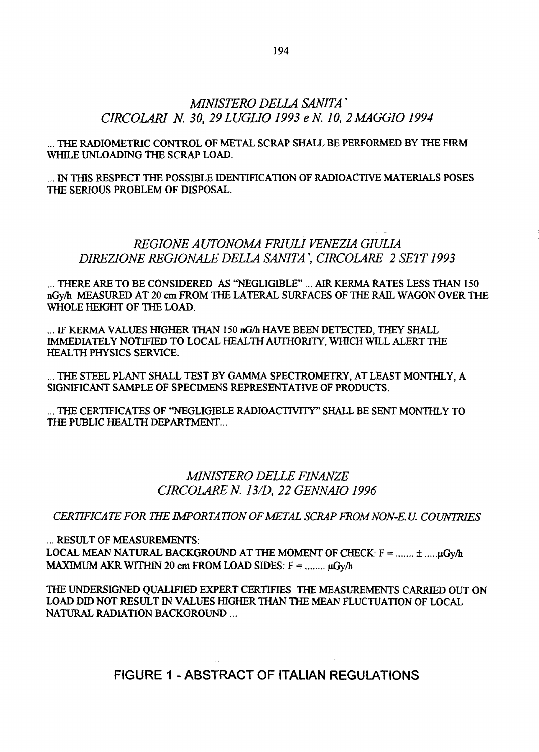## *MINISTERO DELLA SANITA'*
## *CIRCOLARI N. 30, 29 LUGLIO 1993 e N. 10, 2 MAGGIO 1994*

... THE RADIOMETRIC CONTROL OF METAL SCRAP SHALL BE PERFORMED BY THE FIRM WHILE UNLOADING THE SCRAP LOAD.

... IN THIS RESPECT THE POSSIBLE IDENTIFICATION OF RADIOACTIVE MATERIALS POSES THE SERIOUS PROBLEM OF DISPOSAL.

## *REGIONE AUTONOMA FRIULI VENEZIA GIULIA*
## *DIREZIONE REGIONALE DELLA SANITA', CIRCOLARE 2 SETT 1993*

... THERE ARE TO BE CONSIDERED AS "NEGLIGIBLE" ... AIR KERMA RATES LESS THAN 150 nGy/h MEASURED AT 20 cm FROM THE LATERAL SURFACES OF THE RAIL WAGON OVER THE WHOLE HEIGHT OF THE LOAD.

... IF KERMA VALUES HIGHER THAN 150 nG/h HAVE BEEN DETECTED, THEY SHALL IMMEDIATELY NOTIFIED TO LOCAL HEALTH AUTHORITY, WHICH WILL ALERT THE HEALTH PHYSICS SERVICE.

... THE STEEL PLANT SHALL TEST BY GAMMA SPECTROMETRY, AT LEAST MONTHLY, A SIGNIFICANT SAMPLE OF SPECIMENS REPRESENTATIVE OF PRODUCTS.

... THE CERTIFICATES OF "NEGLIGIBLE RADIOACTIVITY" SHALL BE SENT MONTHLY TO THE PUBLIC HEALTH DEPARTMENT...

## *MINISTERO DELLE FINANZE*
## *CIRCOLARE N. 13/D, 22 GENNAIO 1996*

*CERTIFICATE FOR THE IMPORTATION OF METAL SCRAP FROM NON-E.U. COUNTRIES*

... RESULT OF MEASUREMENTS:
LOCAL MEAN NATURAL BACKGROUND AT THE MOMENT OF CHECK: F = ....... ± .....μGy/h
MAXIMUM AKR WITHIN 20 cm FROM LOAD SIDES: F = ........ μGy/h

THE UNDERSIGNED QUALIFIED EXPERT CERTIFIES THE MEASUREMENTS CARRIED OUT ON LOAD DID NOT RESULT IN VALUES HIGHER THAN THE MEAN FLUCTUATION OF LOCAL NATURAL RADIATION BACKGROUND ...

FIGURE 1 - ABSTRACT OF ITALIAN REGULATIONS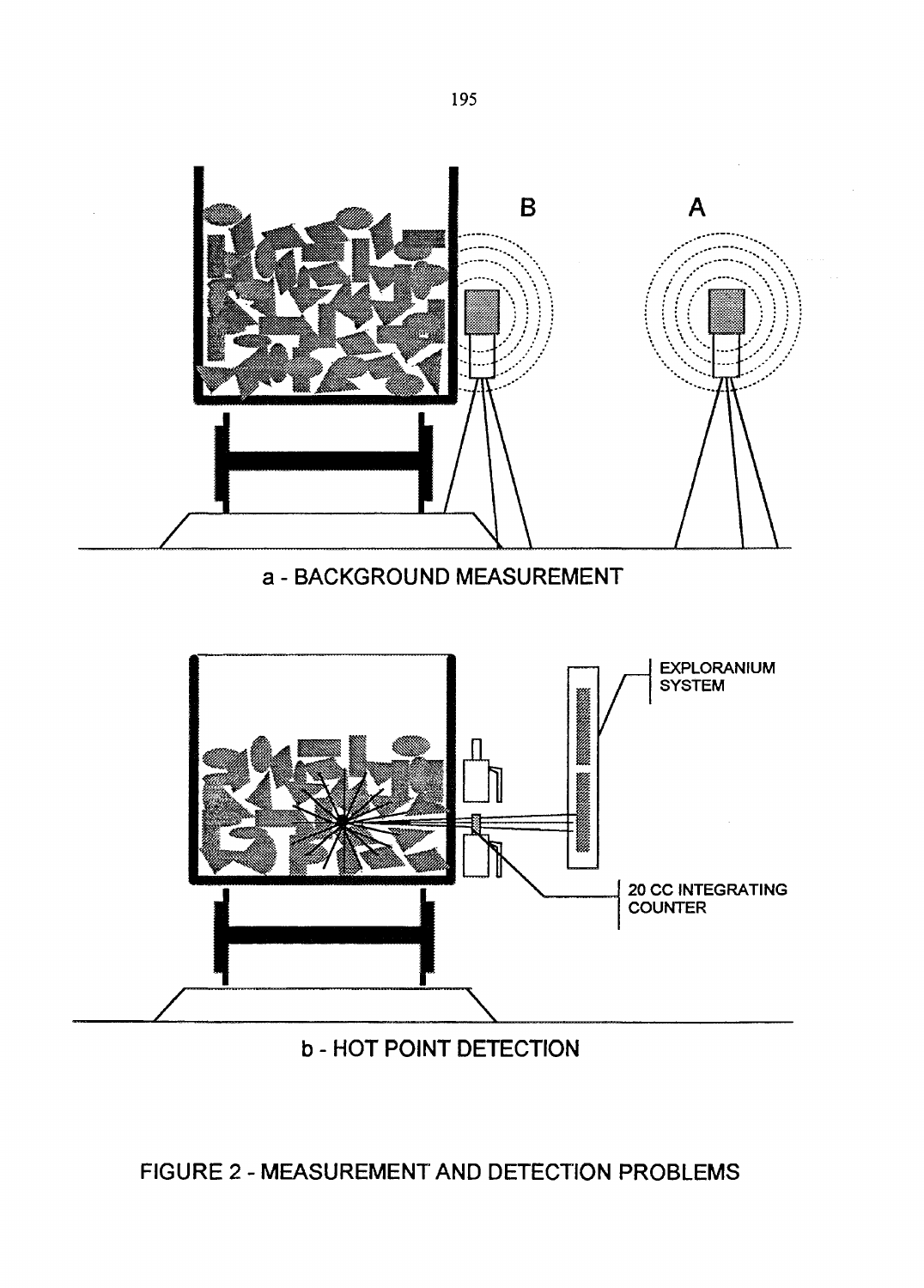B

A

a - BACKGROUND MEASUREMENT

EXPLORANIUM SYSTEM

20 CC INTEGRATING COUNTER

b - HOT POINT DETECTION

FIGURE 2 - MEASUREMENT AND DETECTION PROBLEMS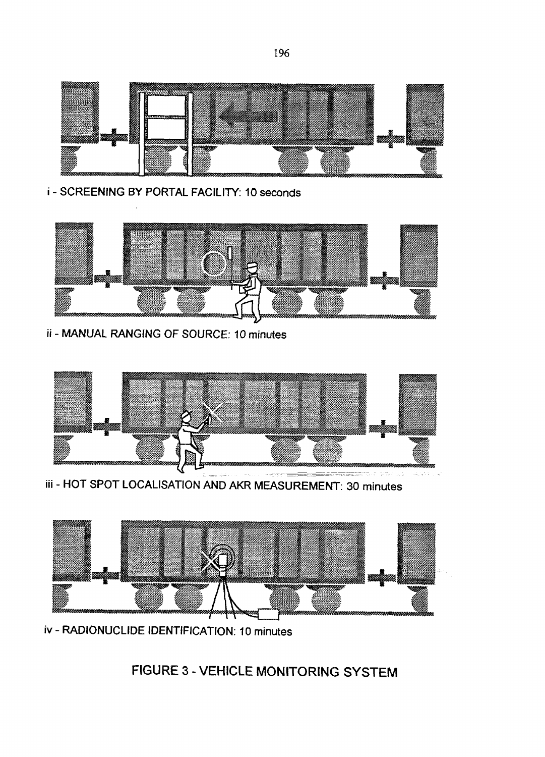i - SCREENING BY PORTAL FACILITY: 10 seconds

ii - MANUAL RANGING OF SOURCE: 10 minutes

iii - HOT SPOT LOCALISATION AND AKR MEASUREMENT: 30 minutes

iv - RADIONUCLIDE IDENTIFICATION: 10 minutes

FIGURE 3 - VEHICLE MONITORING SYSTEM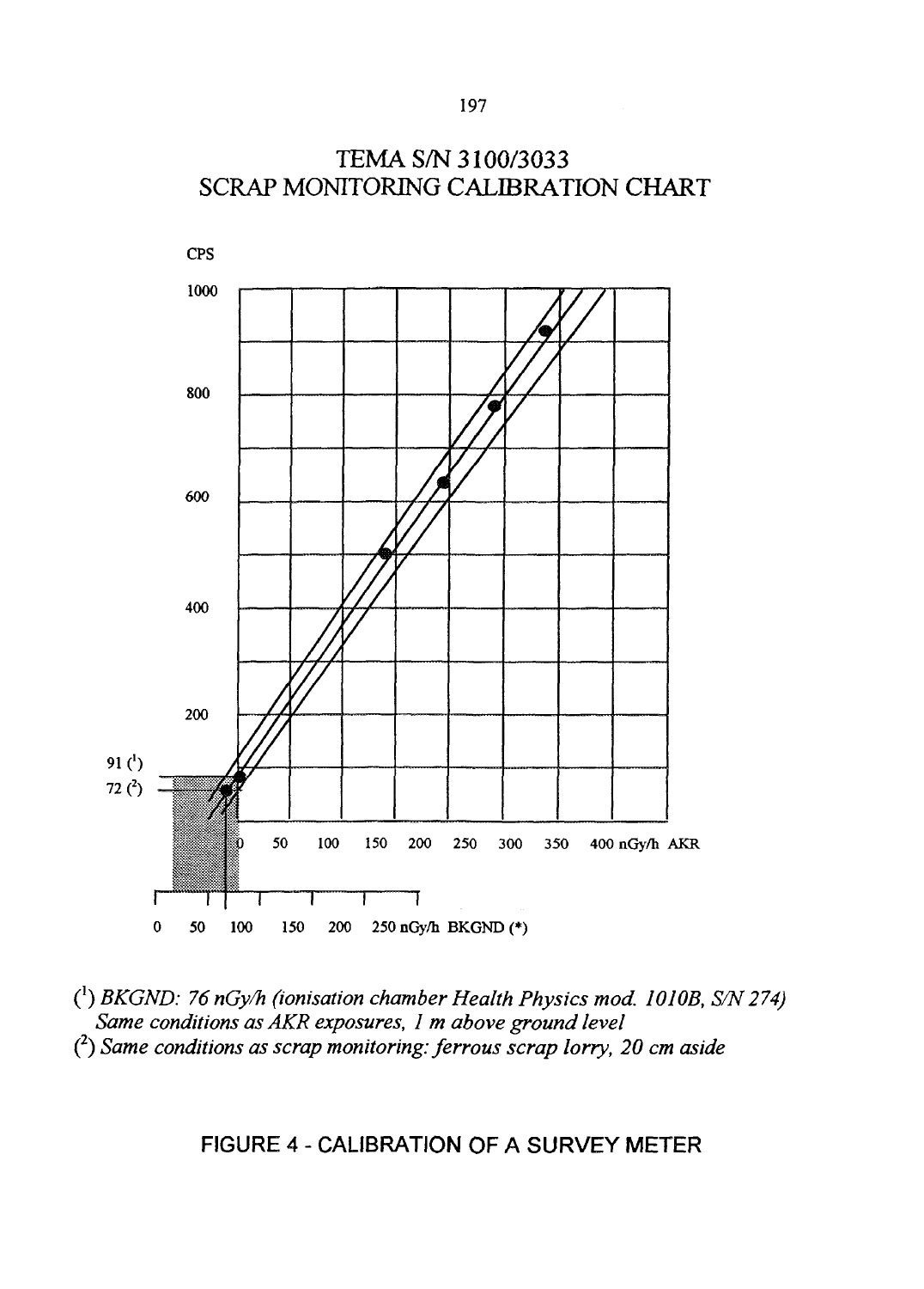## TEMA S/N 3100/3033
## SCRAP MONITORING CALIBRATION CHART

CPS

1000

800

600

400

200

91 (1)

72 (2)

0 50 100 150 200 250 300 350 400 nGy/h AKR

0 50 100 150 200 250 nGy/h BKGND (*)

(1) *BKGND: 76 nGy/h (ionisation chamber Health Physics mod. 1010B, S/N 274)*
*Same conditions as AKR exposures, 1 m above ground level*

(2) *Same conditions as scrap monitoring: ferrous scrap lorry, 20 cm aside*

FIGURE 4 - CALIBRATION OF A SURVEY METER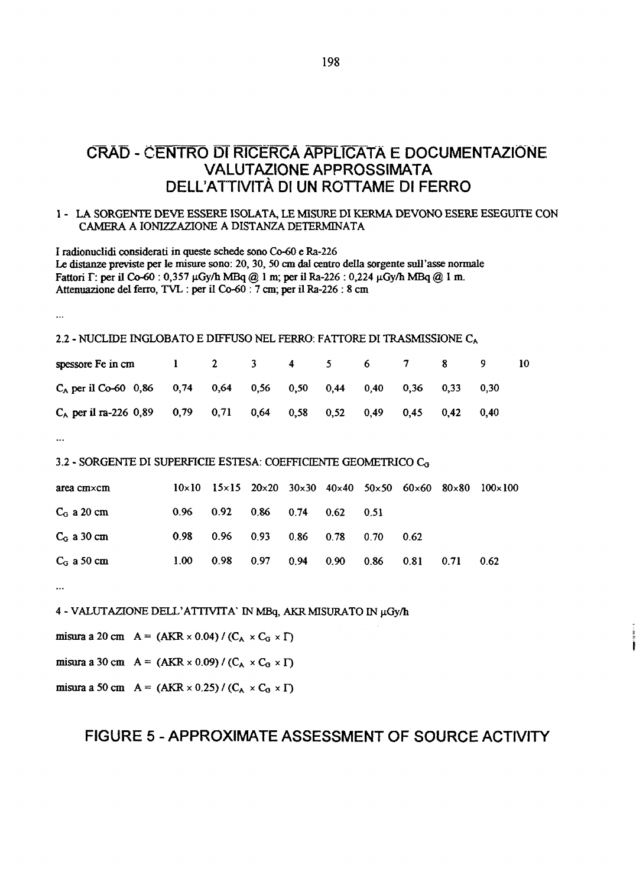# CRAD - CENTRO DI RICERCA APPLICATA E DOCUMENTAZIONE
# VALUTAZIONE APPROSSIMATA DELL'ATTIVITÀ DI UN ROTTAME DI FERRO

1 - LA SORGENTE DEVE ESSERE ISOLATA, LE MISURE DI KERMA DEVONO ESERE ESEGUITE CON CAMERA A IONIZZAZIONE A DISTANZA DETERMINATA

I radionuclidi considerati in queste schede sono Co-60 e Ra-226
Le distanze previste per le misure sono: 20, 30, 50 cm dal centro della sorgente sull'asse normale
Fattori Γ: per il Co-60 : 0,357 μGy/h MBq @ 1 m; per il Ra-226 : 0,224 μGy/h MBq @ 1 m.
Attenuazione del ferro, TVL : per il Co-60 : 7 cm; per il Ra-226 : 8 cm

...

2.2 - NUCLIDE INGLOBATO E DIFFUSO NEL FERRO: FATTORE DI TRASMISSIONE $C_A$

| spessore Fe in cm | 1 | 2 | 3 | 4 | 5 | 6 | 7 | 8 | 9 | 10 |
|---|---|---|---|---|---|---|---|---|---|---|
| $C_A$ per il Co-60 | 0,86 | 0,74 | 0,64 | 0,56 | 0,50 | 0,44 | 0,40 | 0,36 | 0,33 | 0,30 |
| $C_A$ per il ra-226 | 0,89 | 0,79 | 0,71 | 0,64 | 0,58 | 0,52 | 0,49 | 0,45 | 0,42 | 0,40 |

...

3.2 - SORGENTE DI SUPERFICIE ESTESA: COEFFICIENTE GEOMETRICO $C_G$

| area cm×cm | 10×10 | 15×15 | 20×20 | 30×30 | 40×40 | 50×50 | 60×60 | 80×80 | 100×100 |
|---|---|---|---|---|---|---|---|---|---|
| $C_G$ a 20 cm | 0.96 | 0.92 | 0.86 | 0.74 | 0.62 | 0.51 | | | |
| $C_G$ a 30 cm | 0.98 | 0.96 | 0.93 | 0.86 | 0.78 | 0.70 | 0.62 | | |
| $C_G$ a 50 cm | 1.00 | 0.98 | 0.97 | 0.94 | 0.90 | 0.86 | 0.81 | 0.71 | 0.62 |

...

4 - VALUTAZIONE DELL'ATTIVITA' IN MBq, AKR MISURATO IN μGy/h

misura a 20 cm $A = (AKR \times 0.04) / (C_A \times C_G \times \Gamma)$

misura a 30 cm $A = (AKR \times 0.09) / (C_A \times C_G \times \Gamma)$

misura a 50 cm $A = (AKR \times 0.25) / (C_A \times C_G \times \Gamma)$

FIGURE 5 - APPROXIMATE ASSESSMENT OF SOURCE ACTIVITY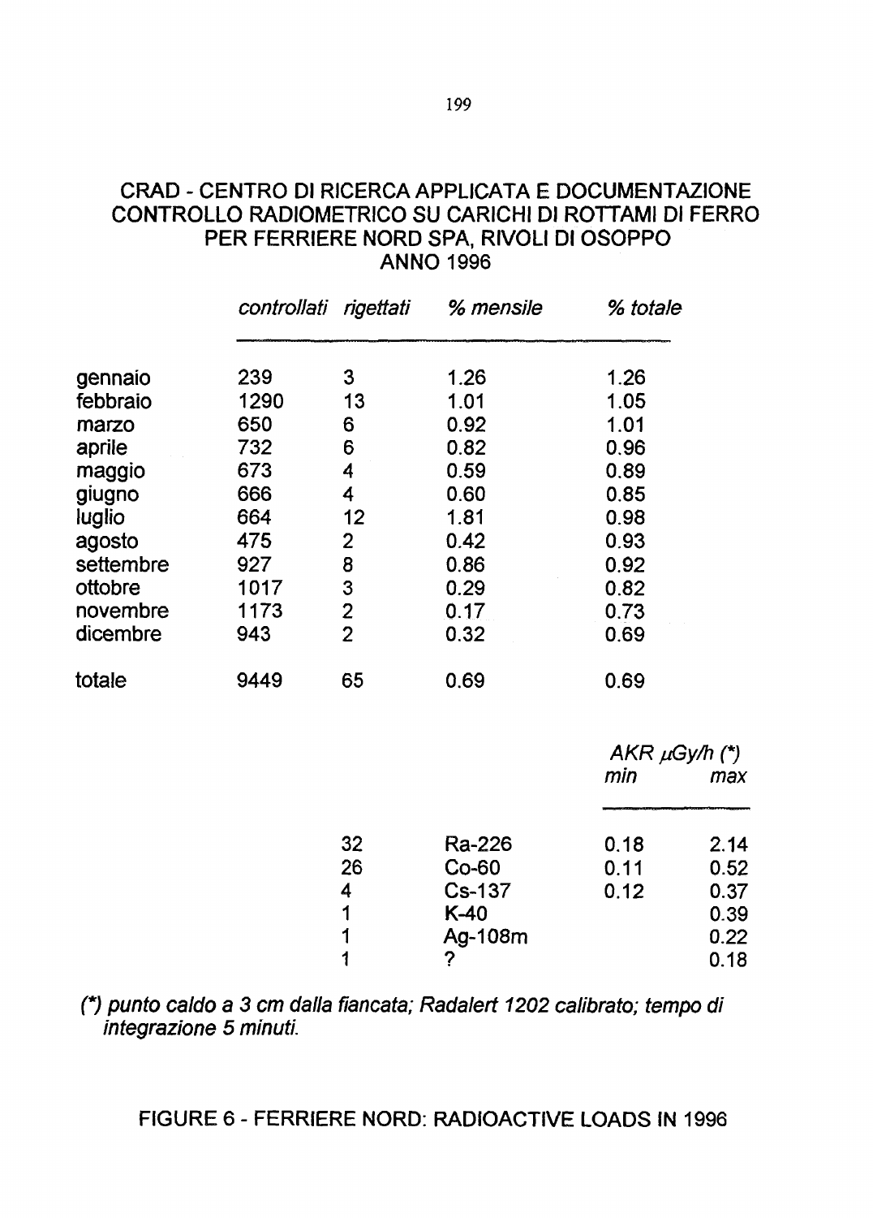CRAD - CENTRO DI RICERCA APPLICATA E DOCUMENTAZIONE
CONTROLLO RADIOMETRICO SU CARICHI DI ROTTAMI DI FERRO
PER FERRIERE NORD SPA, RIVOLI DI OSOPPO
ANNO 1996

| | *controllati* | *rigettati* | *% mensile* | *% totale* |
|---|---|---|---|---|
| gennaio | 239 | 3 | 1.26 | 1.26 |
| febbraio | 1290 | 13 | 1.01 | 1.05 |
| marzo | 650 | 6 | 0.92 | 1.01 |
| aprile | 732 | 6 | 0.82 | 0.96 |
| maggio | 673 | 4 | 0.59 | 0.89 |
| giugno | 666 | 4 | 0.60 | 0.85 |
| luglio | 664 | 12 | 1.81 | 0.98 |
| agosto | 475 | 2 | 0.42 | 0.93 |
| settembre | 927 | 8 | 0.86 | 0.92 |
| ottobre | 1017 | 3 | 0.29 | 0.82 |
| novembre | 1173 | 2 | 0.17 | 0.73 |
| dicembre | 943 | 2 | 0.32 | 0.69 |
| totale | 9449 | 65 | 0.69 | 0.69 |

| | | *AKR $\mu$Gy/h (*)* | |
|---|---|---|---|
| | | *min* | *max* |
| 32 | Ra-226 | 0.18 | 2.14 |
| 26 | Co-60 | 0.11 | 0.52 |
| 4 | Cs-137 | 0.12 | 0.37 |
| 1 | K-40 | | 0.39 |
| 1 | Ag-108m | | 0.22 |
| 1 | ? | | 0.18 |

*(*) punto caldo a 3 cm dalla fiancata; Radalert 1202 calibrato; tempo di integrazione 5 minuti.*

FIGURE 6 - FERRIERE NORD: RADIOACTIVE LOADS IN 1996